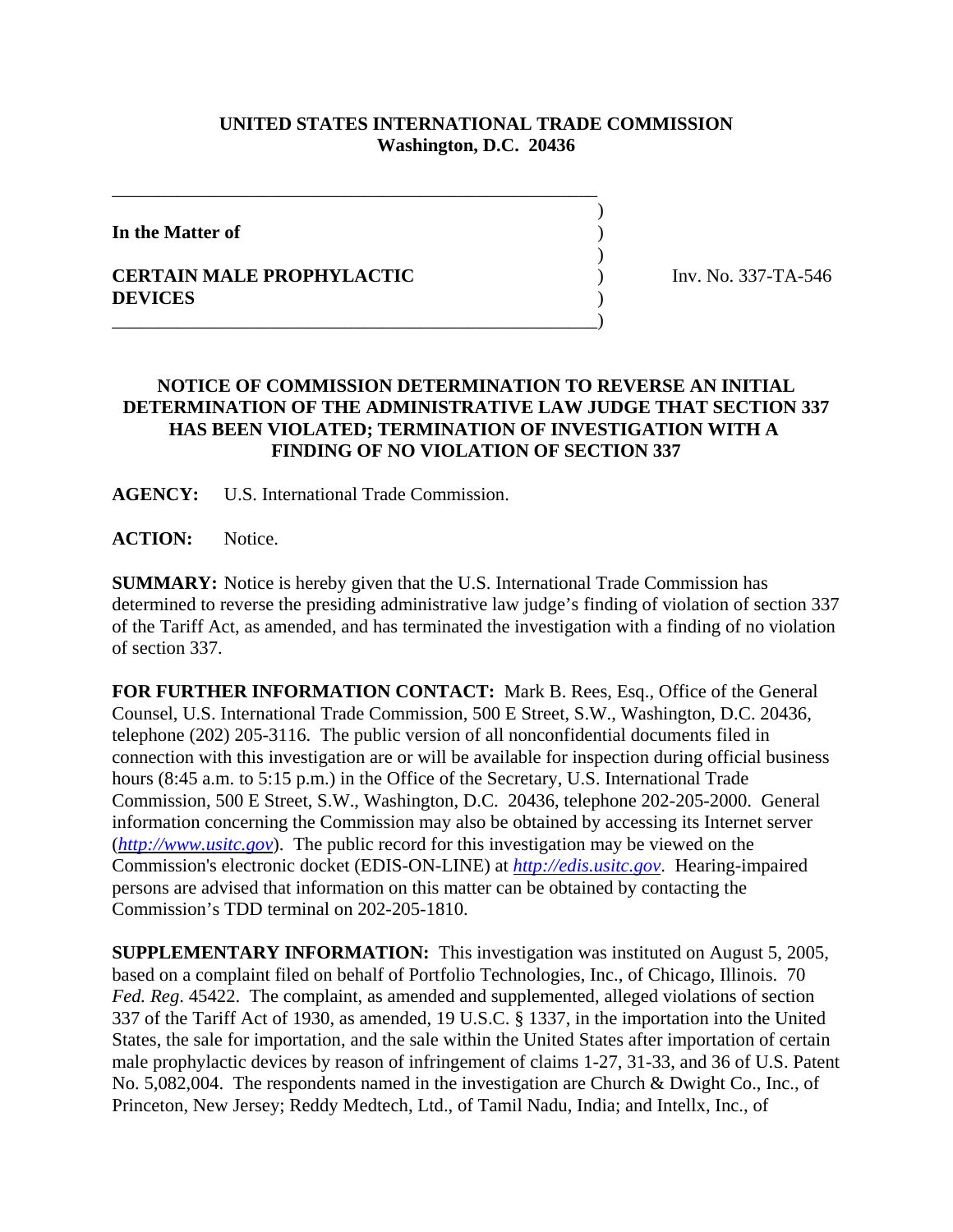**UNITED STATES INTERNATIONAL TRADE COMMISSION**
**Washington, D.C. 20436**

**In the Matter of**

**CERTAIN MALE PROPHYLACTIC DEVICES**

Inv. No. 337-TA-546

## NOTICE OF COMMISSION DETERMINATION TO REVERSE AN INITIAL DETERMINATION OF THE ADMINISTRATIVE LAW JUDGE THAT SECTION 337 HAS BEEN VIOLATED; TERMINATION OF INVESTIGATION WITH A FINDING OF NO VIOLATION OF SECTION 337

**AGENCY:** U.S. International Trade Commission.

**ACTION:** Notice.

**SUMMARY:** Notice is hereby given that the U.S. International Trade Commission has determined to reverse the presiding administrative law judge's finding of violation of section 337 of the Tariff Act, as amended, and has terminated the investigation with a finding of no violation of section 337.

**FOR FURTHER INFORMATION CONTACT:** Mark B. Rees, Esq., Office of the General Counsel, U.S. International Trade Commission, 500 E Street, S.W., Washington, D.C. 20436, telephone (202) 205-3116. The public version of all nonconfidential documents filed in connection with this investigation are or will be available for inspection during official business hours (8:45 a.m. to 5:15 p.m.) in the Office of the Secretary, U.S. International Trade Commission, 500 E Street, S.W., Washington, D.C. 20436, telephone 202-205-2000. General information concerning the Commission may also be obtained by accessing its Internet server (*http://www.usitc.gov*). The public record for this investigation may be viewed on the Commission's electronic docket (EDIS-ON-LINE) at *http://edis.usitc.gov*. Hearing-impaired persons are advised that information on this matter can be obtained by contacting the Commission's TDD terminal on 202-205-1810.

**SUPPLEMENTARY INFORMATION:** This investigation was instituted on August 5, 2005, based on a complaint filed on behalf of Portfolio Technologies, Inc., of Chicago, Illinois. 70 *Fed. Reg*. 45422. The complaint, as amended and supplemented, alleged violations of section 337 of the Tariff Act of 1930, as amended, 19 U.S.C. § 1337, in the importation into the United States, the sale for importation, and the sale within the United States after importation of certain male prophylactic devices by reason of infringement of claims 1-27, 31-33, and 36 of U.S. Patent No. 5,082,004. The respondents named in the investigation are Church & Dwight Co., Inc., of Princeton, New Jersey; Reddy Medtech, Ltd., of Tamil Nadu, India; and Intellx, Inc., of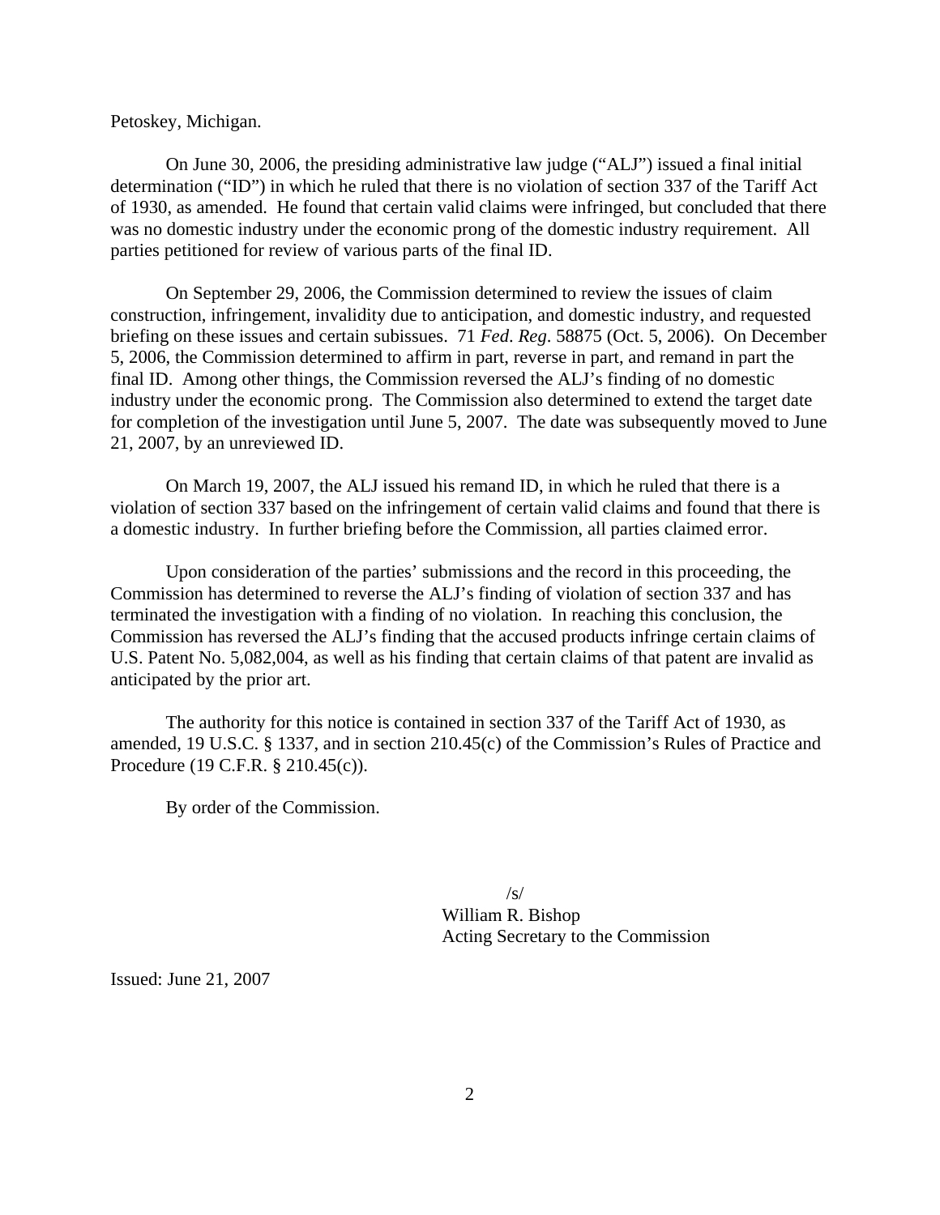Petoskey, Michigan.

On June 30, 2006, the presiding administrative law judge ("ALJ") issued a final initial determination ("ID") in which he ruled that there is no violation of section 337 of the Tariff Act of 1930, as amended. He found that certain valid claims were infringed, but concluded that there was no domestic industry under the economic prong of the domestic industry requirement. All parties petitioned for review of various parts of the final ID.

On September 29, 2006, the Commission determined to review the issues of claim construction, infringement, invalidity due to anticipation, and domestic industry, and requested briefing on these issues and certain subissues. 71 *Fed. Reg*. 58875 (Oct. 5, 2006). On December 5, 2006, the Commission determined to affirm in part, reverse in part, and remand in part the final ID. Among other things, the Commission reversed the ALJ's finding of no domestic industry under the economic prong. The Commission also determined to extend the target date for completion of the investigation until June 5, 2007. The date was subsequently moved to June 21, 2007, by an unreviewed ID.

On March 19, 2007, the ALJ issued his remand ID, in which he ruled that there is a violation of section 337 based on the infringement of certain valid claims and found that there is a domestic industry. In further briefing before the Commission, all parties claimed error.

Upon consideration of the parties' submissions and the record in this proceeding, the Commission has determined to reverse the ALJ's finding of violation of section 337 and has terminated the investigation with a finding of no violation. In reaching this conclusion, the Commission has reversed the ALJ's finding that the accused products infringe certain claims of U.S. Patent No. 5,082,004, as well as his finding that certain claims of that patent are invalid as anticipated by the prior art.

The authority for this notice is contained in section 337 of the Tariff Act of 1930, as amended, 19 U.S.C. § 1337, and in section 210.45(c) of the Commission's Rules of Practice and Procedure (19 C.F.R. § 210.45(c)).

By order of the Commission.

/s/
William R. Bishop
Acting Secretary to the Commission

Issued: June 21, 2007